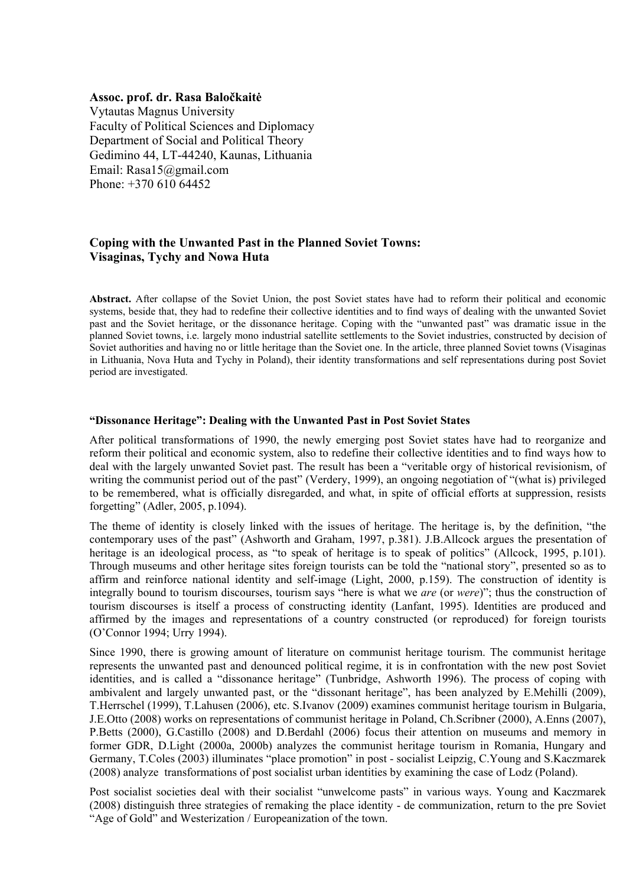**Assoc. prof. dr. Rasa Baločkaitė**
Vytautas Magnus University
Faculty of Political Sciences and Diplomacy
Department of Social and Political Theory
Gedimino 44, LT-44240, Kaunas, Lithuania
Email: Rasa15@gmail.com
Phone: +370 610 64452

# Coping with the Unwanted Past in the Planned Soviet Towns: Visaginas, Tychy and Nowa Huta

**Abstract.** After collapse of the Soviet Union, the post Soviet states have had to reform their political and economic systems, beside that, they had to redefine their collective identities and to find ways of dealing with the unwanted Soviet past and the Soviet heritage, or the dissonance heritage. Coping with the "unwanted past" was dramatic issue in the planned Soviet towns, i.e. largely mono industrial satellite settlements to the Soviet industries, constructed by decision of Soviet authorities and having no or little heritage than the Soviet one. In the article, three planned Soviet towns (Visaginas in Lithuania, Nova Huta and Tychy in Poland), their identity transformations and self representations during post Soviet period are investigated.

## "Dissonance Heritage": Dealing with the Unwanted Past in Post Soviet States

After political transformations of 1990, the newly emerging post Soviet states have had to reorganize and reform their political and economic system, also to redefine their collective identities and to find ways how to deal with the largely unwanted Soviet past. The result has been a "veritable orgy of historical revisionism, of writing the communist period out of the past" (Verdery, 1999), an ongoing negotiation of "(what is) privileged to be remembered, what is officially disregarded, and what, in spite of official efforts at suppression, resists forgetting" (Adler, 2005, p.1094).

The theme of identity is closely linked with the issues of heritage. The heritage is, by the definition, "the contemporary uses of the past" (Ashworth and Graham, 1997, p.381). J.B.Allcock argues the presentation of heritage is an ideological process, as "to speak of heritage is to speak of politics" (Allcock, 1995, p.101). Through museums and other heritage sites foreign tourists can be told the "national story", presented so as to affirm and reinforce national identity and self-image (Light, 2000, p.159). The construction of identity is integrally bound to tourism discourses, tourism says "here is what we *are* (or *were*)"; thus the construction of tourism discourses is itself a process of constructing identity (Lanfant, 1995). Identities are produced and affirmed by the images and representations of a country constructed (or reproduced) for foreign tourists (O'Connor 1994; Urry 1994).

Since 1990, there is growing amount of literature on communist heritage tourism. The communist heritage represents the unwanted past and denounced political regime, it is in confrontation with the new post Soviet identities, and is called a "dissonance heritage" (Tunbridge, Ashworth 1996). The process of coping with ambivalent and largely unwanted past, or the "dissonant heritage", has been analyzed by E.Mehilli (2009), T.Herrschel (1999), T.Lahusen (2006), etc. S.Ivanov (2009) examines communist heritage tourism in Bulgaria, J.E.Otto (2008) works on representations of communist heritage in Poland, Ch.Scribner (2000), A.Enns (2007), P.Betts (2000), G.Castillo (2008) and D.Berdahl (2006) focus their attention on museums and memory in former GDR, D.Light (2000a, 2000b) analyzes the communist heritage tourism in Romania, Hungary and Germany, T.Coles (2003) illuminates "place promotion" in post - socialist Leipzig, C.Young and S.Kaczmarek (2008) analyze transformations of post socialist urban identities by examining the case of Lodz (Poland).

Post socialist societies deal with their socialist "unwelcome pasts" in various ways. Young and Kaczmarek (2008) distinguish three strategies of remaking the place identity - de communization, return to the pre Soviet "Age of Gold" and Westerization / Europeanization of the town.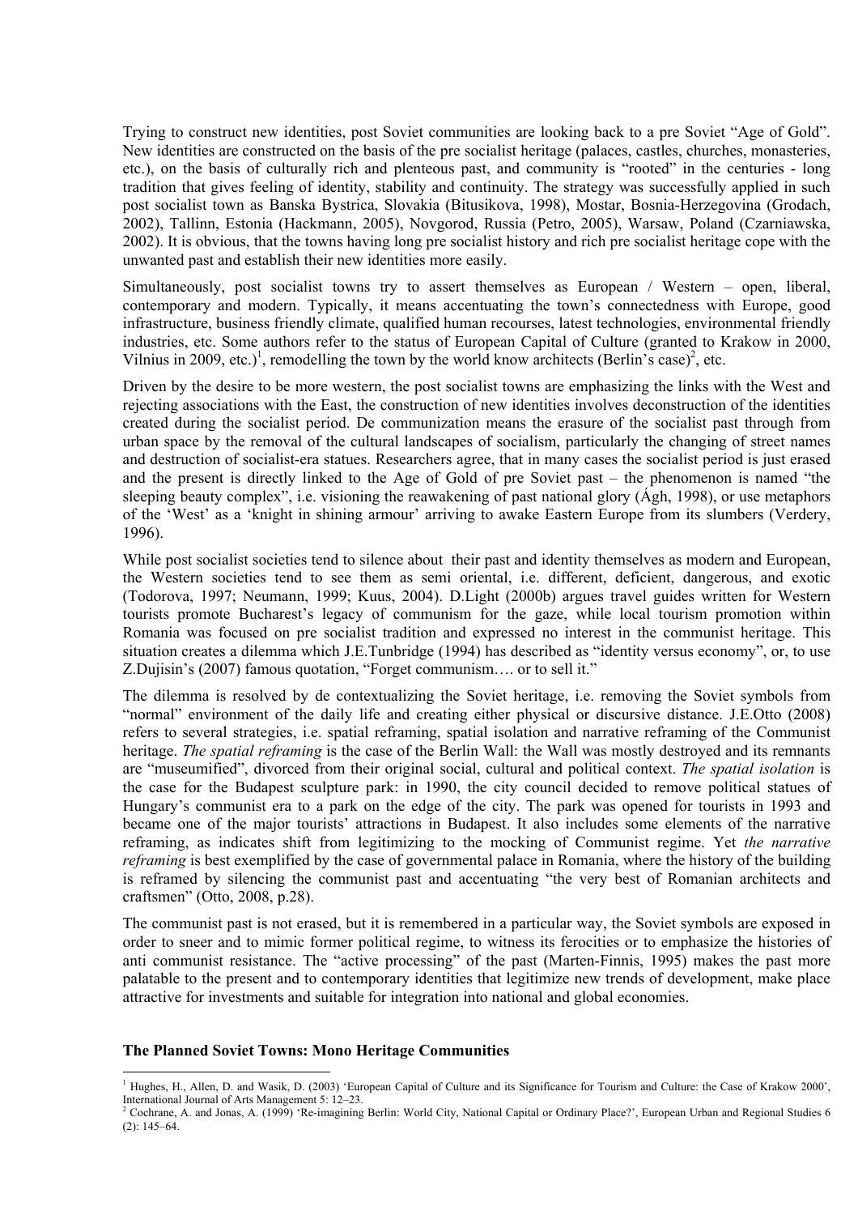Trying to construct new identities, post Soviet communities are looking back to a pre Soviet "Age of Gold". New identities are constructed on the basis of the pre socialist heritage (palaces, castles, churches, monasteries, etc.), on the basis of culturally rich and plenteous past, and community is "rooted" in the centuries - long tradition that gives feeling of identity, stability and continuity. The strategy was successfully applied in such post socialist town as Banska Bystrica, Slovakia (Bitusikova, 1998), Mostar, Bosnia-Herzegovina (Grodach, 2002), Tallinn, Estonia (Hackmann, 2005), Novgorod, Russia (Petro, 2005), Warsaw, Poland (Czarniawska, 2002). It is obvious, that the towns having long pre socialist history and rich pre socialist heritage cope with the unwanted past and establish their new identities more easily.

Simultaneously, post socialist towns try to assert themselves as European / Western – open, liberal, contemporary and modern. Typically, it means accentuating the town's connectedness with Europe, good infrastructure, business friendly climate, qualified human recourses, latest technologies, environmental friendly industries, etc. Some authors refer to the status of European Capital of Culture (granted to Krakow in 2000, Vilnius in 2009, etc.)[1], remodelling the town by the world know architects (Berlin's case)[2], etc.

Driven by the desire to be more western, the post socialist towns are emphasizing the links with the West and rejecting associations with the East, the construction of new identities involves deconstruction of the identities created during the socialist period. De communization means the erasure of the socialist past through from urban space by the removal of the cultural landscapes of socialism, particularly the changing of street names and destruction of socialist-era statues. Researchers agree, that in many cases the socialist period is just erased and the present is directly linked to the Age of Gold of pre Soviet past – the phenomenon is named "the sleeping beauty complex", i.e. visioning the reawakening of past national glory (Ágh, 1998), or use metaphors of the 'West' as a 'knight in shining armour' arriving to awake Eastern Europe from its slumbers (Verdery, 1996).

While post socialist societies tend to silence about their past and identity themselves as modern and European, the Western societies tend to see them as semi oriental, i.e. different, deficient, dangerous, and exotic (Todorova, 1997; Neumann, 1999; Kuus, 2004). D.Light (2000b) argues travel guides written for Western tourists promote Bucharest's legacy of communism for the gaze, while local tourism promotion within Romania was focused on pre socialist tradition and expressed no interest in the communist heritage. This situation creates a dilemma which J.E.Tunbridge (1994) has described as "identity versus economy", or, to use Z.Dujisin's (2007) famous quotation, "Forget communism…. or to sell it."

The dilemma is resolved by de contextualizing the Soviet heritage, i.e. removing the Soviet symbols from "normal" environment of the daily life and creating either physical or discursive distance. J.E.Otto (2008) refers to several strategies, i.e. spatial reframing, spatial isolation and narrative reframing of the Communist heritage. *The spatial reframing* is the case of the Berlin Wall: the Wall was mostly destroyed and its remnants are "museumified", divorced from their original social, cultural and political context. *The spatial isolation* is the case for the Budapest sculpture park: in 1990, the city council decided to remove political statues of Hungary's communist era to a park on the edge of the city. The park was opened for tourists in 1993 and became one of the major tourists' attractions in Budapest. It also includes some elements of the narrative reframing, as indicates shift from legitimizing to the mocking of Communist regime. Yet *the narrative reframing* is best exemplified by the case of governmental palace in Romania, where the history of the building is reframed by silencing the communist past and accentuating "the very best of Romanian architects and craftsmen" (Otto, 2008, p.28).

The communist past is not erased, but it is remembered in a particular way, the Soviet symbols are exposed in order to sneer and to mimic former political regime, to witness its ferocities or to emphasize the histories of anti communist resistance. The "active processing" of the past (Marten-Finnis, 1995) makes the past more palatable to the present and to contemporary identities that legitimize new trends of development, make place attractive for investments and suitable for integration into national and global economies.

### The Planned Soviet Towns: Mono Heritage Communities

[1] Hughes, H., Allen, D. and Wasik, D. (2003) 'European Capital of Culture and its Significance for Tourism and Culture: the Case of Krakow 2000', International Journal of Arts Management 5: 12–23.

[2] Cochrane, A. and Jonas, A. (1999) 'Re-imagining Berlin: World City, National Capital or Ordinary Place?', European Urban and Regional Studies 6 (2): 145–64.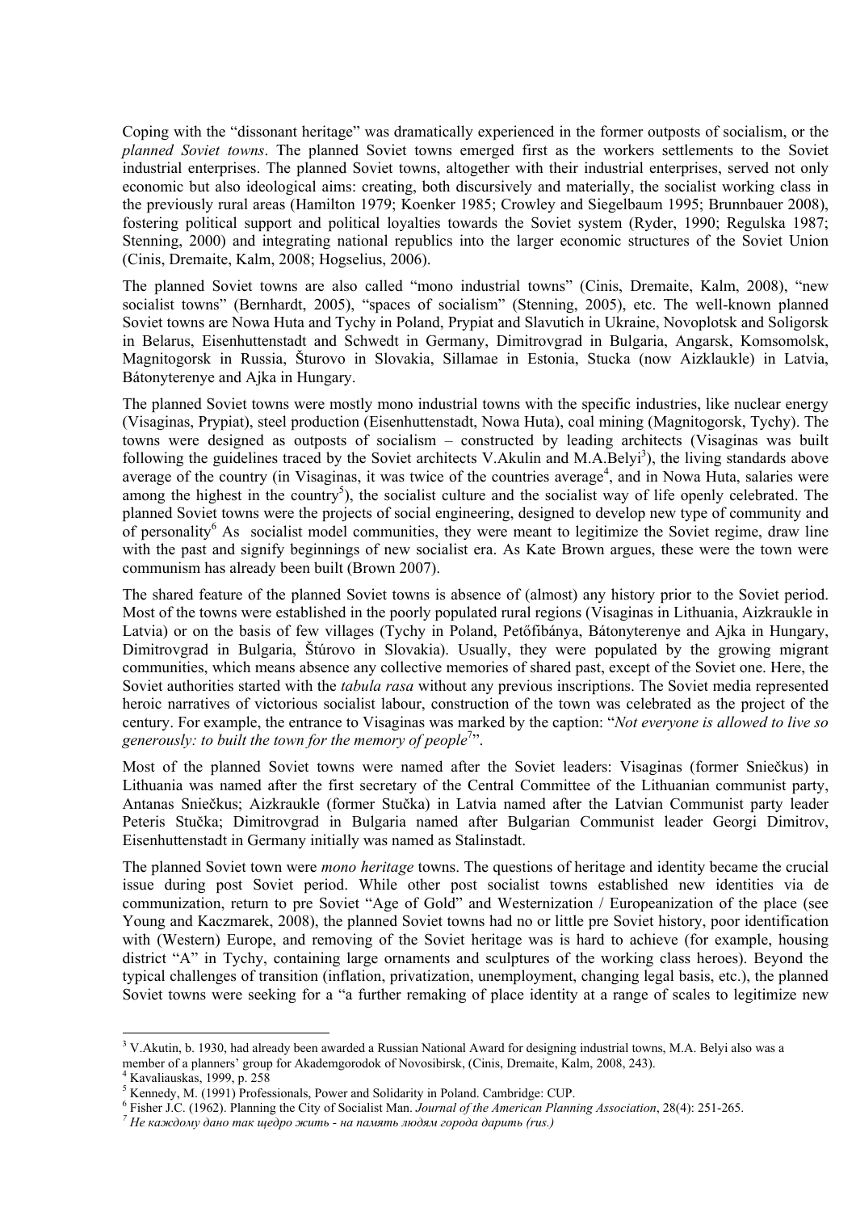Coping with the "dissonant heritage" was dramatically experienced in the former outposts of socialism, or the *planned Soviet towns*. The planned Soviet towns emerged first as the workers settlements to the Soviet industrial enterprises. The planned Soviet towns, altogether with their industrial enterprises, served not only economic but also ideological aims: creating, both discursively and materially, the socialist working class in the previously rural areas (Hamilton 1979; Koenker 1985; Crowley and Siegelbaum 1995; Brunnbauer 2008), fostering political support and political loyalties towards the Soviet system (Ryder, 1990; Regulska 1987; Stenning, 2000) and integrating national republics into the larger economic structures of the Soviet Union (Cinis, Dremaite, Kalm, 2008; Hogselius, 2006).

The planned Soviet towns are also called "mono industrial towns" (Cinis, Dremaite, Kalm, 2008), "new socialist towns" (Bernhardt, 2005), "spaces of socialism" (Stenning, 2005), etc. The well-known planned Soviet towns are Nowa Huta and Tychy in Poland, Prypiat and Slavutich in Ukraine, Novoplotsk and Soligorsk in Belarus, Eisenhuttenstadt and Schwedt in Germany, Dimitrovgrad in Bulgaria, Angarsk, Komsomolsk, Magnitogorsk in Russia, Šturovo in Slovakia, Sillamae in Estonia, Stucka (now Aizklaukle) in Latvia, Bátonyterenye and Ajka in Hungary.

The planned Soviet towns were mostly mono industrial towns with the specific industries, like nuclear energy (Visaginas, Prypiat), steel production (Eisenhuttenstadt, Nowa Huta), coal mining (Magnitogorsk, Tychy). The towns were designed as outposts of socialism – constructed by leading architects (Visaginas was built following the guidelines traced by the Soviet architects V.Akulin and M.A.Belyi[3]), the living standards above average of the country (in Visaginas, it was twice of the countries average[4], and in Nowa Huta, salaries were among the highest in the country[5]), the socialist culture and the socialist way of life openly celebrated. The planned Soviet towns were the projects of social engineering, designed to develop new type of community and of personality[6] As socialist model communities, they were meant to legitimize the Soviet regime, draw line with the past and signify beginnings of new socialist era. As Kate Brown argues, these were the town were communism has already been built (Brown 2007).

The shared feature of the planned Soviet towns is absence of (almost) any history prior to the Soviet period. Most of the towns were established in the poorly populated rural regions (Visaginas in Lithuania, Aizkraukle in Latvia) or on the basis of few villages (Tychy in Poland, Petőfibánya, Bátonyterenye and Ajka in Hungary, Dimitrovgrad in Bulgaria, Štúrovo in Slovakia). Usually, they were populated by the growing migrant communities, which means absence any collective memories of shared past, except of the Soviet one. Here, the Soviet authorities started with the *tabula rasa* without any previous inscriptions. The Soviet media represented heroic narratives of victorious socialist labour, construction of the town was celebrated as the project of the century. For example, the entrance to Visaginas was marked by the caption: "*Not everyone is allowed to live so generously: to built the town for the memory of people*[7]".

Most of the planned Soviet towns were named after the Soviet leaders: Visaginas (former Sniečkus) in Lithuania was named after the first secretary of the Central Committee of the Lithuanian communist party, Antanas Sniečkus; Aizkraukle (former Stučka) in Latvia named after the Latvian Communist party leader Peteris Stučka; Dimitrovgrad in Bulgaria named after Bulgarian Communist leader Georgi Dimitrov, Eisenhuttenstadt in Germany initially was named as Stalinstadt.

The planned Soviet town were *mono heritage* towns. The questions of heritage and identity became the crucial issue during post Soviet period. While other post socialist towns established new identities via de communization, return to pre Soviet "Age of Gold" and Westernization / Europeanization of the place (see Young and Kaczmarek, 2008), the planned Soviet towns had no or little pre Soviet history, poor identification with (Western) Europe, and removing of the Soviet heritage was is hard to achieve (for example, housing district "A" in Tychy, containing large ornaments and sculptures of the working class heroes). Beyond the typical challenges of transition (inflation, privatization, unemployment, changing legal basis, etc.), the planned Soviet towns were seeking for a "a further remaking of place identity at a range of scales to legitimize new

---

[3] V.Akutin, b. 1930, had already been awarded a Russian National Award for designing industrial towns, M.A. Belyi also was a member of a planners' group for Akademgorodok of Novosibirsk, (Cinis, Dremaite, Kalm, 2008, 243).

[4] Kavaliauskas, 1999, p. 258

[5] Kennedy, M. (1991) Professionals, Power and Solidarity in Poland. Cambridge: CUP.

[6] Fisher J.C. (1962). Planning the City of Socialist Man. *Journal of the American Planning Association*, 28(4): 251-265.

[7] *Не каждому дано так щедро жить - на память людям города дарить (rus.)*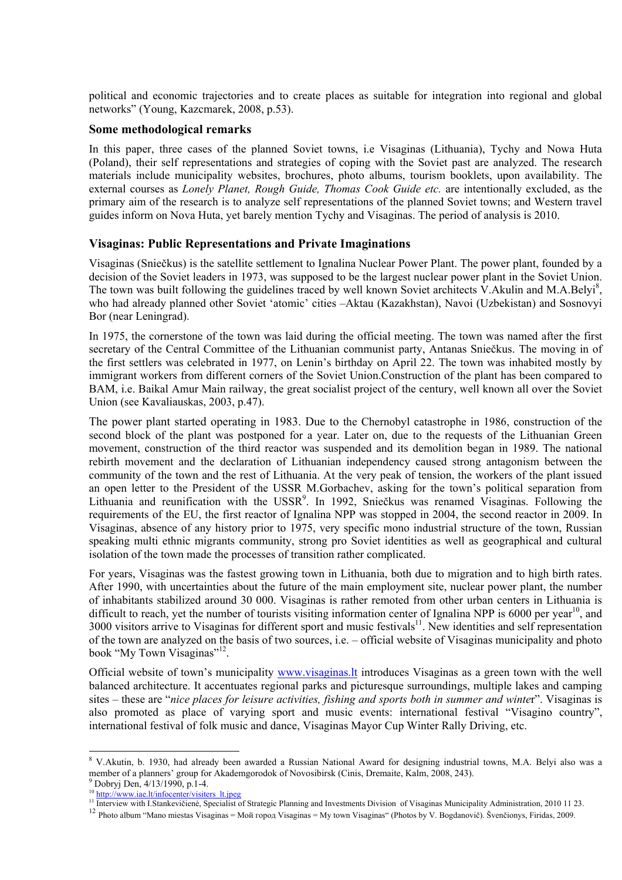political and economic trajectories and to create places as suitable for integration into regional and global networks" (Young, Kazcmarek, 2008, p.53).

### Some methodological remarks

In this paper, three cases of the planned Soviet towns, i.e Visaginas (Lithuania), Tychy and Nowa Huta (Poland), their self representations and strategies of coping with the Soviet past are analyzed. The research materials include municipality websites, brochures, photo albums, tourism booklets, upon availability. The external courses as *Lonely Planet, Rough Guide, Thomas Cook Guide etc.* are intentionally excluded, as the primary aim of the research is to analyze self representations of the planned Soviet towns; and Western travel guides inform on Nova Huta, yet barely mention Tychy and Visaginas. The period of analysis is 2010.

### Visaginas: Public Representations and Private Imaginations

Visaginas (Sniečkus) is the satellite settlement to Ignalina Nuclear Power Plant. The power plant, founded by a decision of the Soviet leaders in 1973, was supposed to be the largest nuclear power plant in the Soviet Union. The town was built following the guidelines traced by well known Soviet architects V.Akulin and M.A.Belyi[8], who had already planned other Soviet 'atomic' cities –Aktau (Kazakhstan), Navoi (Uzbekistan) and Sosnovyi Bor (near Leningrad).

In 1975, the cornerstone of the town was laid during the official meeting. The town was named after the first secretary of the Central Committee of the Lithuanian communist party, Antanas Sniečkus. The moving in of the first settlers was celebrated in 1977, on Lenin's birthday on April 22. The town was inhabited mostly by immigrant workers from different corners of the Soviet Union.Construction of the plant has been compared to BAM, i.e. Baikal Amur Main railway, the great socialist project of the century, well known all over the Soviet Union (see Kavaliauskas, 2003, p.47).

The power plant started operating in 1983. Due to the Chernobyl catastrophe in 1986, construction of the second block of the plant was postponed for a year. Later on, due to the requests of the Lithuanian Green movement, construction of the third reactor was suspended and its demolition began in 1989. The national rebirth movement and the declaration of Lithuanian independency caused strong antagonism between the community of the town and the rest of Lithuania. At the very peak of tension, the workers of the plant issued an open letter to the President of the USSR M.Gorbachev, asking for the town's political separation from Lithuania and reunification with the USSR[9]. In 1992, Sniečkus was renamed Visaginas. Following the requirements of the EU, the first reactor of Ignalina NPP was stopped in 2004, the second reactor in 2009. In Visaginas, absence of any history prior to 1975, very specific mono industrial structure of the town, Russian speaking multi ethnic migrants community, strong pro Soviet identities as well as geographical and cultural isolation of the town made the processes of transition rather complicated.

For years, Visaginas was the fastest growing town in Lithuania, both due to migration and to high birth rates. After 1990, with uncertainties about the future of the main employment site, nuclear power plant, the number of inhabitants stabilized around 30 000. Visaginas is rather remoted from other urban centers in Lithuania is difficult to reach, yet the number of tourists visiting information center of Ignalina NPP is 6000 per year[10], and 3000 visitors arrive to Visaginas for different sport and music festivals[11]. New identities and self representation of the town are analyzed on the basis of two sources, i.e. – official website of Visaginas municipality and photo book "My Town Visaginas"[12].

Official website of town's municipality www.visaginas.lt introduces Visaginas as a green town with the well balanced architecture. It accentuates regional parks and picturesque surroundings, multiple lakes and camping sites – these are "*nice places for leisure activities, fishing and sports both in summer and winte*r". Visaginas is also promoted as place of varying sport and music events: international festival "Visagino country", international festival of folk music and dance, Visaginas Mayor Cup Winter Rally Driving, etc.

---

[8] V.Akutin, b. 1930, had already been awarded a Russian National Award for designing industrial towns, M.A. Belyi also was a member of a planners' group for Akademgorodok of Novosibirsk (Cinis, Dremaite, Kalm, 2008, 243).

[9] Dobryj Den, 4/13/1990, p.1-4.

[10] http://www.iae.lt/infocenter/visiters_lt.jpeg

[11] Interview with I.Stankevičienė, Specialist of Strategic Planning and Investments Division of Visaginas Municipality Administration, 2010 11 23.

[12] Photo album "Mano miestas Visaginas = Мой город Visaginas = My town Visaginas" (Photos by V. Bogdanovič). Švenčionys, Firidas, 2009.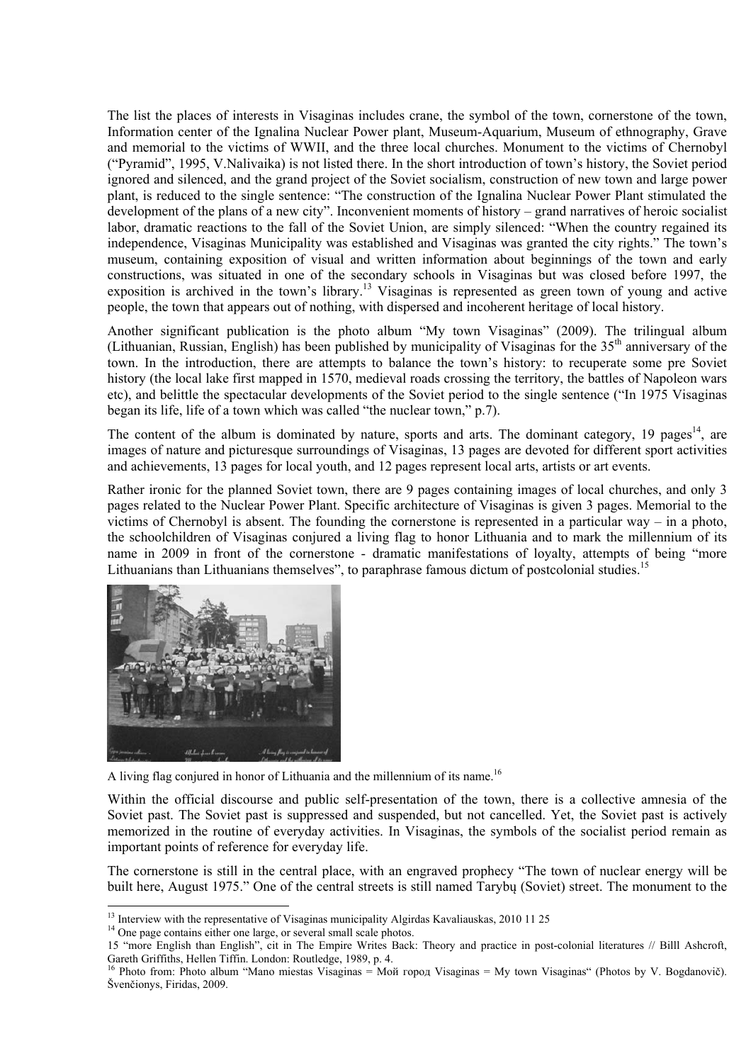The list the places of interests in Visaginas includes crane, the symbol of the town, cornerstone of the town, Information center of the Ignalina Nuclear Power plant, Museum-Aquarium, Museum of ethnography, Grave and memorial to the victims of WWII, and the three local churches. Monument to the victims of Chernobyl ("Pyramid", 1995, V.Nalivaika) is not listed there. In the short introduction of town's history, the Soviet period ignored and silenced, and the grand project of the Soviet socialism, construction of new town and large power plant, is reduced to the single sentence: "The construction of the Ignalina Nuclear Power Plant stimulated the development of the plans of a new city". Inconvenient moments of history – grand narratives of heroic socialist labor, dramatic reactions to the fall of the Soviet Union, are simply silenced: "When the country regained its independence, Visaginas Municipality was established and Visaginas was granted the city rights." The town's museum, containing exposition of visual and written information about beginnings of the town and early constructions, was situated in one of the secondary schools in Visaginas but was closed before 1997, the exposition is archived in the town's library.[13] Visaginas is represented as green town of young and active people, the town that appears out of nothing, with dispersed and incoherent heritage of local history.

Another significant publication is the photo album "My town Visaginas" (2009). The trilingual album (Lithuanian, Russian, English) has been published by municipality of Visaginas for the 35th anniversary of the town. In the introduction, there are attempts to balance the town's history: to recuperate some pre Soviet history (the local lake first mapped in 1570, medieval roads crossing the territory, the battles of Napoleon wars etc), and belittle the spectacular developments of the Soviet period to the single sentence ("In 1975 Visaginas began its life, life of a town which was called "the nuclear town," p.7).

The content of the album is dominated by nature, sports and arts. The dominant category, 19 pages[14], are images of nature and picturesque surroundings of Visaginas, 13 pages are devoted for different sport activities and achievements, 13 pages for local youth, and 12 pages represent local arts, artists or art events.

Rather ironic for the planned Soviet town, there are 9 pages containing images of local churches, and only 3 pages related to the Nuclear Power Plant. Specific architecture of Visaginas is given 3 pages. Memorial to the victims of Chernobyl is absent. The founding the cornerstone is represented in a particular way – in a photo, the schoolchildren of Visaginas conjured a living flag to honor Lithuania and to mark the millennium of its name in 2009 in front of the cornerstone - dramatic manifestations of loyalty, attempts of being "more Lithuanians than Lithuanians themselves", to paraphrase famous dictum of postcolonial studies.[15]

A living flag conjured in honor of Lithuania and the millennium of its name.[16]

Within the official discourse and public self-presentation of the town, there is a collective amnesia of the Soviet past. The Soviet past is suppressed and suspended, but not cancelled. Yet, the Soviet past is actively memorized in the routine of everyday activities. In Visaginas, the symbols of the socialist period remain as important points of reference for everyday life.

The cornerstone is still in the central place, with an engraved prophecy "The town of nuclear energy will be built here, August 1975." One of the central streets is still named Tarybų (Soviet) street. The monument to the

---

[13] Interview with the representative of Visaginas municipality Algirdas Kavaliauskas, 2010 11 25

[14] One page contains either one large, or several small scale photos.

[15] "more English than English", cit in The Empire Writes Back: Theory and practice in post-colonial literatures // Billl Ashcroft, Gareth Griffiths, Hellen Tiffin. London: Routledge, 1989, p. 4.

[16] Photo from: Photo album "Mano miestas Visaginas = Мой город Visaginas = My town Visaginas" (Photos by V. Bogdanovič). Švenčionys, Firidas, 2009.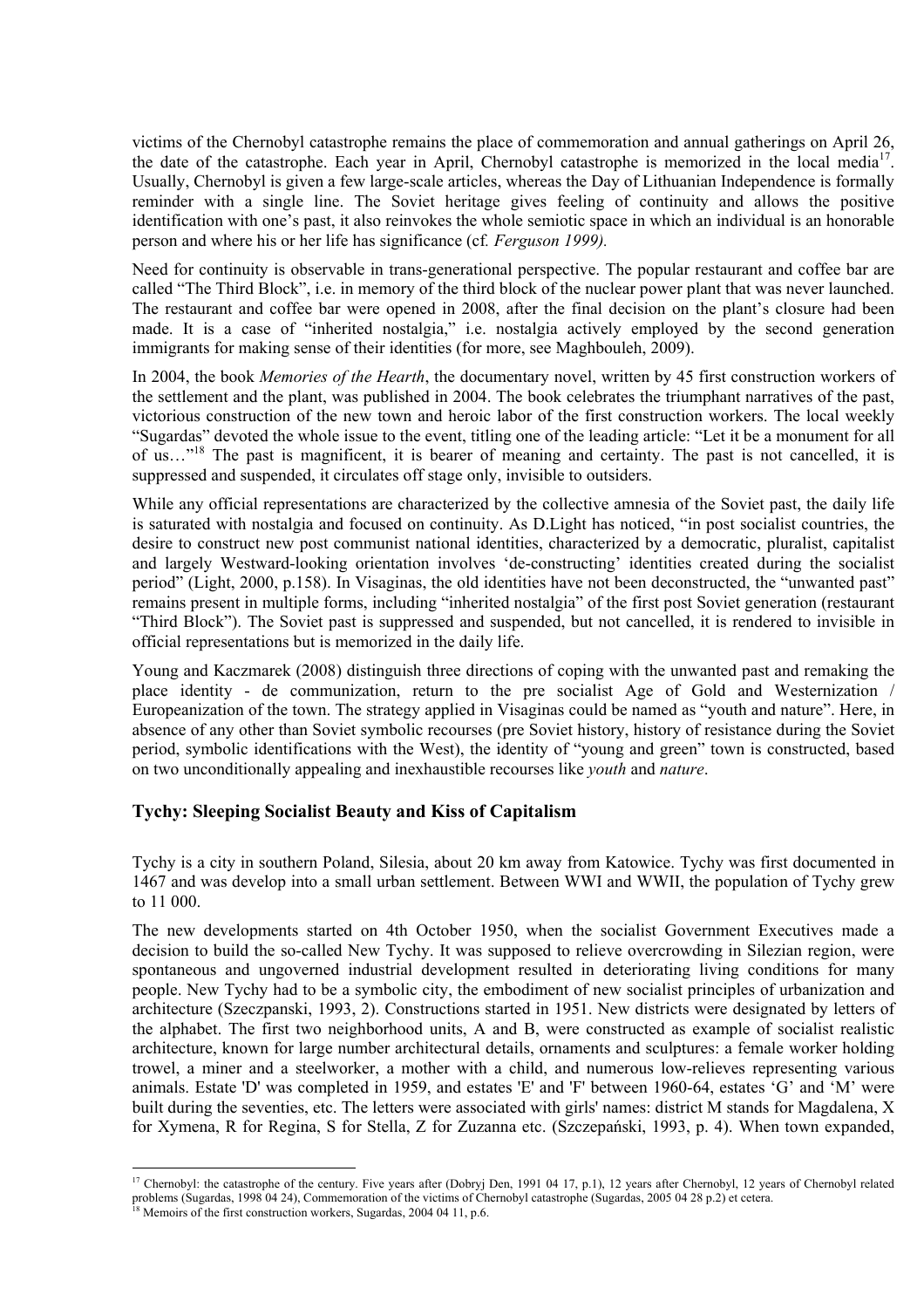victims of the Chernobyl catastrophe remains the place of commemoration and annual gatherings on April 26, the date of the catastrophe. Each year in April, Chernobyl catastrophe is memorized in the local media[17]. Usually, Chernobyl is given a few large-scale articles, whereas the Day of Lithuanian Independence is formally reminder with a single line. The Soviet heritage gives feeling of continuity and allows the positive identification with one's past, it also reinvokes the whole semiotic space in which an individual is an honorable person and where his or her life has significance (cf. *Ferguson 1999).*

Need for continuity is observable in trans-generational perspective. The popular restaurant and coffee bar are called "The Third Block", i.e. in memory of the third block of the nuclear power plant that was never launched. The restaurant and coffee bar were opened in 2008, after the final decision on the plant's closure had been made. It is a case of "inherited nostalgia," i.e. nostalgia actively employed by the second generation immigrants for making sense of their identities (for more, see Maghbouleh, 2009).

In 2004, the book *Memories of the Hearth*, the documentary novel, written by 45 first construction workers of the settlement and the plant, was published in 2004. The book celebrates the triumphant narratives of the past, victorious construction of the new town and heroic labor of the first construction workers. The local weekly "Sugardas" devoted the whole issue to the event, titling one of the leading article: "Let it be a monument for all of us…"[18] The past is magnificent, it is bearer of meaning and certainty. The past is not cancelled, it is suppressed and suspended, it circulates off stage only, invisible to outsiders.

While any official representations are characterized by the collective amnesia of the Soviet past, the daily life is saturated with nostalgia and focused on continuity. As D.Light has noticed, "in post socialist countries, the desire to construct new post communist national identities, characterized by a democratic, pluralist, capitalist and largely Westward-looking orientation involves 'de-constructing' identities created during the socialist period" (Light, 2000, p.158). In Visaginas, the old identities have not been deconstructed, the "unwanted past" remains present in multiple forms, including "inherited nostalgia" of the first post Soviet generation (restaurant "Third Block"). The Soviet past is suppressed and suspended, but not cancelled, it is rendered to invisible in official representations but is memorized in the daily life.

Young and Kaczmarek (2008) distinguish three directions of coping with the unwanted past and remaking the place identity - de communization, return to the pre socialist Age of Gold and Westernization / Europeanization of the town. The strategy applied in Visaginas could be named as "youth and nature". Here, in absence of any other than Soviet symbolic recourses (pre Soviet history, history of resistance during the Soviet period, symbolic identifications with the West), the identity of "young and green" town is constructed, based on two unconditionally appealing and inexhaustible recourses like *youth* and *nature*.

## Tychy: Sleeping Socialist Beauty and Kiss of Capitalism

Tychy is a city in southern Poland, Silesia, about 20 km away from Katowice. Tychy was first documented in 1467 and was develop into a small urban settlement. Between WWI and WWII, the population of Tychy grew to 11 000.

The new developments started on 4th October 1950, when the socialist Government Executives made a decision to build the so-called New Tychy. It was supposed to relieve overcrowding in Silezian region, were spontaneous and ungoverned industrial development resulted in deteriorating living conditions for many people. New Tychy had to be a symbolic city, the embodiment of new socialist principles of urbanization and architecture (Szeczpanski, 1993, 2). Constructions started in 1951. New districts were designated by letters of the alphabet. The first two neighborhood units, A and B, were constructed as example of socialist realistic architecture, known for large number architectural details, ornaments and sculptures: a female worker holding trowel, a miner and a steelworker, a mother with a child, and numerous low-relieves representing various animals. Estate 'D' was completed in 1959, and estates 'E' and 'F' between 1960-64, estates 'G' and 'M' were built during the seventies, etc. The letters were associated with girls' names: district M stands for Magdalena, X for Xymena, R for Regina, S for Stella, Z for Zuzanna etc. (Szczepański, 1993, p. 4). When town expanded,

---

[17] Chernobyl: the catastrophe of the century. Five years after (Dobryj Den, 1991 04 17, p.1), 12 years after Chernobyl, 12 years of Chernobyl related problems (Sugardas, 1998 04 24), Commemoration of the victims of Chernobyl catastrophe (Sugardas, 2005 04 28 p.2) et cetera.

[18] Memoirs of the first construction workers, Sugardas, 2004 04 11, p.6.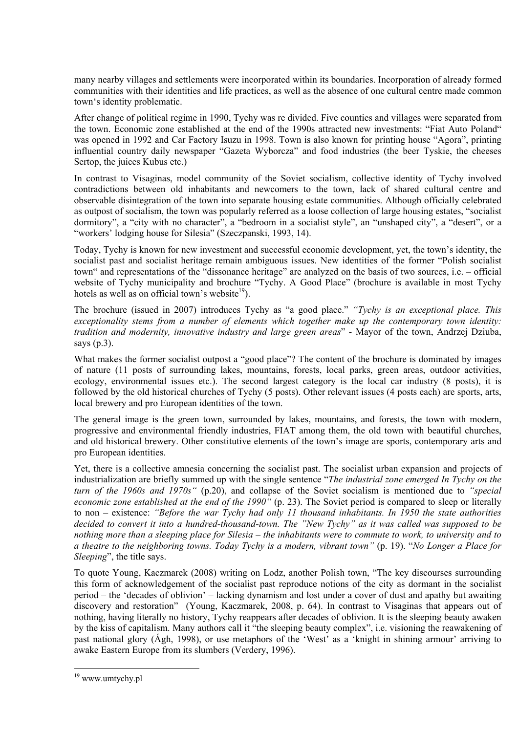many nearby villages and settlements were incorporated within its boundaries. Incorporation of already formed communities with their identities and life practices, as well as the absence of one cultural centre made common town's identity problematic.

After change of political regime in 1990, Tychy was re divided. Five counties and villages were separated from the town. Economic zone established at the end of the 1990s attracted new investments: "Fiat Auto Poland" was opened in 1992 and Car Factory Isuzu in 1998. Town is also known for printing house "Agora", printing influential country daily newspaper "Gazeta Wyborcza" and food industries (the beer Tyskie, the cheeses Sertop, the juices Kubus etc.)

In contrast to Visaginas, model community of the Soviet socialism, collective identity of Tychy involved contradictions between old inhabitants and newcomers to the town, lack of shared cultural centre and observable disintegration of the town into separate housing estate communities. Although officially celebrated as outpost of socialism, the town was popularly referred as a loose collection of large housing estates, "socialist dormitory", a "city with no character", a "bedroom in a socialist style", an "unshaped city", a "desert", or a "workers' lodging house for Silesia" (Szeczpanski, 1993, 14).

Today, Tychy is known for new investment and successful economic development, yet, the town's identity, the socialist past and socialist heritage remain ambiguous issues. New identities of the former "Polish socialist town" and representations of the "dissonance heritage" are analyzed on the basis of two sources, i.e. – official website of Tychy municipality and brochure "Tychy. A Good Place" (brochure is available in most Tychy hotels as well as on official town's website[19]).

The brochure (issued in 2007) introduces Tychy as "a good place." *"Tychy is an exceptional place. This exceptionality stems from a number of elements which together make up the contemporary town identity: tradition and modernity, innovative industry and large green areas*" - Mayor of the town, Andrzej Dziuba, says (p.3).

What makes the former socialist outpost a "good place"? The content of the brochure is dominated by images of nature (11 posts of surrounding lakes, mountains, forests, local parks, green areas, outdoor activities, ecology, environmental issues etc.). The second largest category is the local car industry (8 posts), it is followed by the old historical churches of Tychy (5 posts). Other relevant issues (4 posts each) are sports, arts, local brewery and pro European identities of the town.

The general image is the green town, surrounded by lakes, mountains, and forests, the town with modern, progressive and environmental friendly industries, FIAT among them, the old town with beautiful churches, and old historical brewery. Other constitutive elements of the town's image are sports, contemporary arts and pro European identities.

Yet, there is a collective amnesia concerning the socialist past. The socialist urban expansion and projects of industrialization are briefly summed up with the single sentence "*The industrial zone emerged In Tychy on the turn of the 1960s and 1970s"* (p.20), and collapse of the Soviet socialism is mentioned due to *"special economic zone established at the end of the 1990"* (p. 23). The Soviet period is compared to sleep or literally to non – existence: *"Before the war Tychy had only 11 thousand inhabitants. In 1950 the state authorities decided to convert it into a hundred-thousand-town. The "New Tychy" as it was called was supposed to be nothing more than a sleeping place for Silesia – the inhabitants were to commute to work, to university and to a theatre to the neighboring towns. Today Tychy is a modern, vibrant town"* (p. 19). "*No Longer a Place for Sleeping*", the title says.

To quote Young, Kaczmarek (2008) writing on Lodz, another Polish town, "The key discourses surrounding this form of acknowledgement of the socialist past reproduce notions of the city as dormant in the socialist period – the 'decades of oblivion' – lacking dynamism and lost under a cover of dust and apathy but awaiting discovery and restoration" (Young, Kaczmarek, 2008, p. 64). In contrast to Visaginas that appears out of nothing, having literally no history, Tychy reappears after decades of oblivion. It is the sleeping beauty awaken by the kiss of capitalism. Many authors call it "the sleeping beauty complex", i.e. visioning the reawakening of past national glory (Ágh, 1998), or use metaphors of the 'West' as a 'knight in shining armour' arriving to awake Eastern Europe from its slumbers (Verdery, 1996).

[19] www.umtychy.pl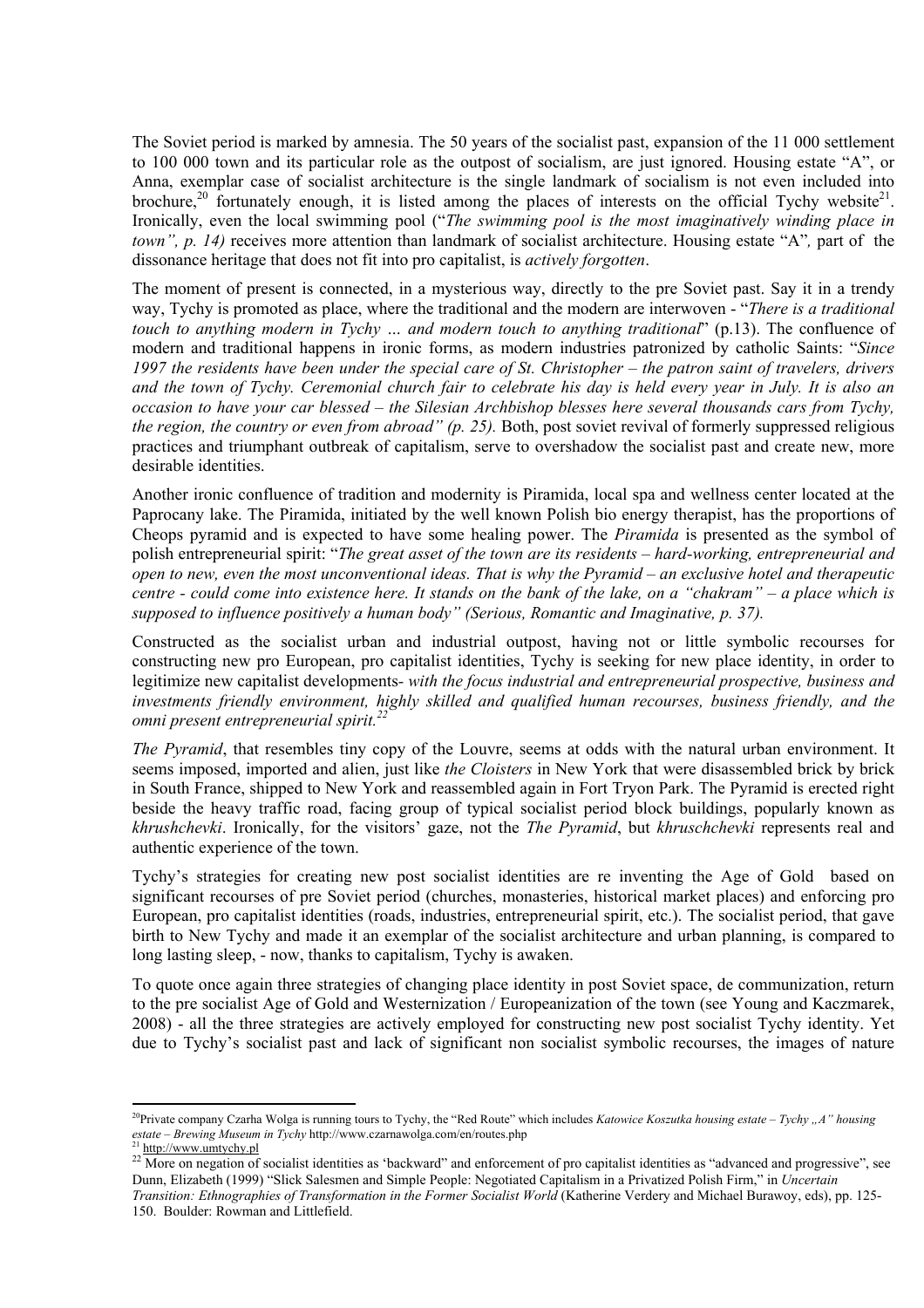The Soviet period is marked by amnesia. The 50 years of the socialist past, expansion of the 11 000 settlement to 100 000 town and its particular role as the outpost of socialism, are just ignored. Housing estate "A", or Anna, exemplar case of socialist architecture is the single landmark of socialism is not even included into brochure,[20] fortunately enough, it is listed among the places of interests on the official Tychy website[21]. Ironically, even the local swimming pool ("*The swimming pool is the most imaginatively winding place in town", p. 14)* receives more attention than landmark of socialist architecture. Housing estate "A"*,* part of the dissonance heritage that does not fit into pro capitalist, is *actively forgotten*.

The moment of present is connected, in a mysterious way, directly to the pre Soviet past. Say it in a trendy way, Tychy is promoted as place, where the traditional and the modern are interwoven - "*There is a traditional touch to anything modern in Tychy … and modern touch to anything traditional*" (p.13). The confluence of modern and traditional happens in ironic forms, as modern industries patronized by catholic Saints: "*Since 1997 the residents have been under the special care of St. Christopher – the patron saint of travelers, drivers and the town of Tychy. Ceremonial church fair to celebrate his day is held every year in July. It is also an occasion to have your car blessed – the Silesian Archbishop blesses here several thousands cars from Tychy, the region, the country or even from abroad" (p. 25).* Both, post soviet revival of formerly suppressed religious practices and triumphant outbreak of capitalism, serve to overshadow the socialist past and create new, more desirable identities.

Another ironic confluence of tradition and modernity is Piramida, local spa and wellness center located at the Paprocany lake. The Piramida, initiated by the well known Polish bio energy therapist, has the proportions of Cheops pyramid and is expected to have some healing power. The *Piramida* is presented as the symbol of polish entrepreneurial spirit: "*The great asset of the town are its residents – hard-working, entrepreneurial and open to new, even the most unconventional ideas. That is why the Pyramid – an exclusive hotel and therapeutic centre - could come into existence here. It stands on the bank of the lake, on a "chakram" – a place which is supposed to influence positively a human body" (Serious, Romantic and Imaginative, p. 37).*

Constructed as the socialist urban and industrial outpost, having not or little symbolic recourses for constructing new pro European, pro capitalist identities, Tychy is seeking for new place identity, in order to legitimize new capitalist developments- *with the focus industrial and entrepreneurial prospective, business and investments friendly environment, highly skilled and qualified human recourses, business friendly, and the omni present entrepreneurial spirit.*[22]

*The Pyramid*, that resembles tiny copy of the Louvre, seems at odds with the natural urban environment. It seems imposed, imported and alien, just like *the Cloisters* in New York that were disassembled brick by brick in South France, shipped to New York and reassembled again in Fort Tryon Park. The Pyramid is erected right beside the heavy traffic road, facing group of typical socialist period block buildings, popularly known as *khrushchevki*. Ironically, for the visitors' gaze, not the *The Pyramid*, but *khruschchevki* represents real and authentic experience of the town.

Tychy's strategies for creating new post socialist identities are re inventing the Age of Gold based on significant recourses of pre Soviet period (churches, monasteries, historical market places) and enforcing pro European, pro capitalist identities (roads, industries, entrepreneurial spirit, etc.). The socialist period, that gave birth to New Tychy and made it an exemplar of the socialist architecture and urban planning, is compared to long lasting sleep, - now, thanks to capitalism, Tychy is awaken.

To quote once again three strategies of changing place identity in post Soviet space, de communization, return to the pre socialist Age of Gold and Westernization / Europeanization of the town (see Young and Kaczmarek, 2008) - all the three strategies are actively employed for constructing new post socialist Tychy identity. Yet due to Tychy's socialist past and lack of significant non socialist symbolic recourses, the images of nature

---

[20]Private company Czarha Wolga is running tours to Tychy, the "Red Route" which includes *Katowice Koszutka housing estate – Tychy „A" housing estate – Brewing Museum in Tychy* http://www.czarnawolga.com/en/routes.php

[21] http://www.umtychy.pl

[22] More on negation of socialist identities as 'backward" and enforcement of pro capitalist identities as "advanced and progressive", see Dunn, Elizabeth (1999) "Slick Salesmen and Simple People: Negotiated Capitalism in a Privatized Polish Firm," in *Uncertain Transition: Ethnographies of Transformation in the Former Socialist World* (Katherine Verdery and Michael Burawoy, eds), pp. 125-150. Boulder: Rowman and Littlefield.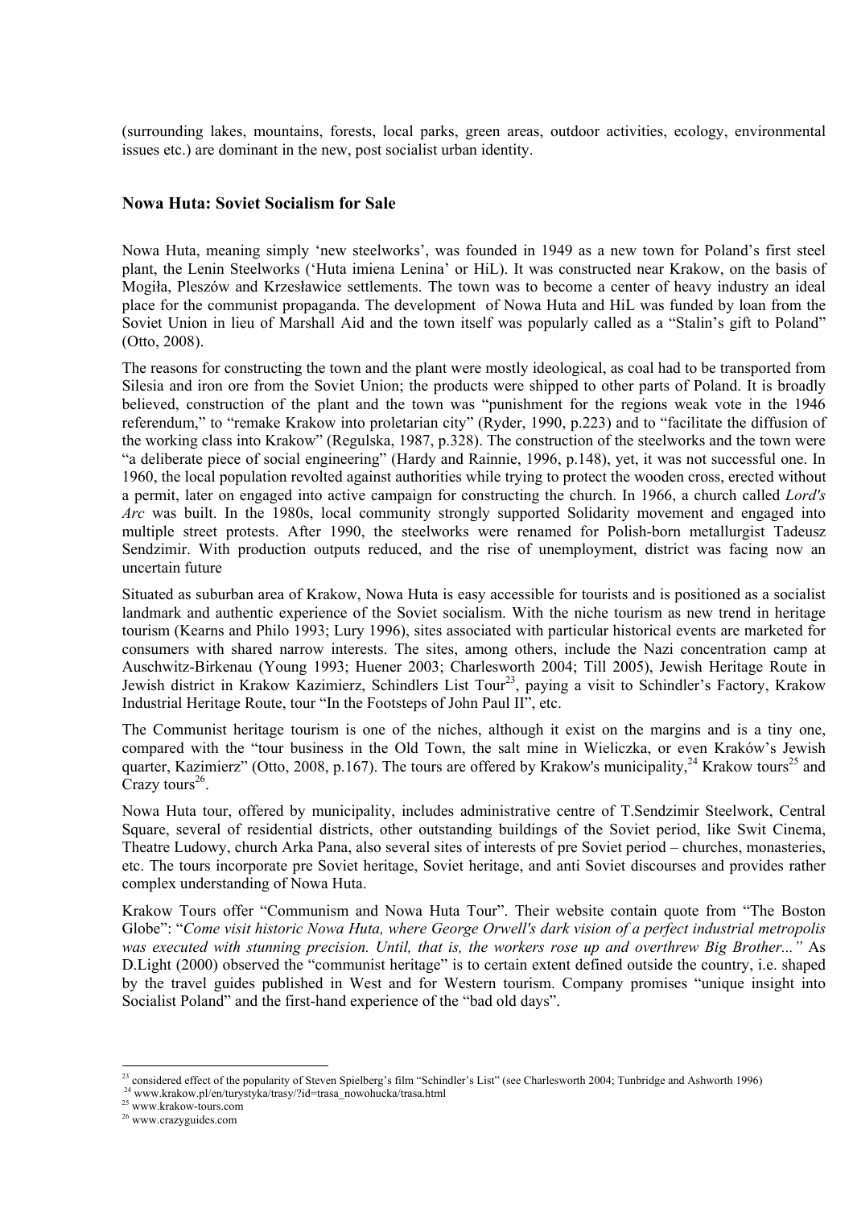(surrounding lakes, mountains, forests, local parks, green areas, outdoor activities, ecology, environmental issues etc.) are dominant in the new, post socialist urban identity.

## Nowa Huta: Soviet Socialism for Sale

Nowa Huta, meaning simply 'new steelworks', was founded in 1949 as a new town for Poland's first steel plant, the Lenin Steelworks ('Huta imiena Lenina' or HiL). It was constructed near Krakow, on the basis of Mogiła, Pleszów and Krzesławice settlements. The town was to become a center of heavy industry an ideal place for the communist propaganda. The development of Nowa Huta and HiL was funded by loan from the Soviet Union in lieu of Marshall Aid and the town itself was popularly called as a "Stalin's gift to Poland" (Otto, 2008).

The reasons for constructing the town and the plant were mostly ideological, as coal had to be transported from Silesia and iron ore from the Soviet Union; the products were shipped to other parts of Poland. It is broadly believed, construction of the plant and the town was "punishment for the regions weak vote in the 1946 referendum," to "remake Krakow into proletarian city" (Ryder, 1990, p.223) and to "facilitate the diffusion of the working class into Krakow" (Regulska, 1987, p.328). The construction of the steelworks and the town were "a deliberate piece of social engineering" (Hardy and Rainnie, 1996, p.148), yet, it was not successful one. In 1960, the local population revolted against authorities while trying to protect the wooden cross, erected without a permit, later on engaged into active campaign for constructing the church. In 1966, a church called *Lord's Arc* was built. In the 1980s, local community strongly supported Solidarity movement and engaged into multiple street protests. After 1990, the steelworks were renamed for Polish-born metallurgist Tadeusz Sendzimir. With production outputs reduced, and the rise of unemployment, district was facing now an uncertain future

Situated as suburban area of Krakow, Nowa Huta is easy accessible for tourists and is positioned as a socialist landmark and authentic experience of the Soviet socialism. With the niche tourism as new trend in heritage tourism (Kearns and Philo 1993; Lury 1996), sites associated with particular historical events are marketed for consumers with shared narrow interests. The sites, among others, include the Nazi concentration camp at Auschwitz-Birkenau (Young 1993; Huener 2003; Charlesworth 2004; Till 2005), Jewish Heritage Route in Jewish district in Krakow Kazimierz, Schindlers List Tour[23], paying a visit to Schindler's Factory, Krakow Industrial Heritage Route, tour "In the Footsteps of John Paul II", etc.

The Communist heritage tourism is one of the niches, although it exist on the margins and is a tiny one, compared with the "tour business in the Old Town, the salt mine in Wieliczka, or even Kraków's Jewish quarter, Kazimierz" (Otto, 2008, p.167). The tours are offered by Krakow's municipality,[24] Krakow tours[25] and Crazy tours[26].

Nowa Huta tour, offered by municipality, includes administrative centre of T.Sendzimir Steelwork, Central Square, several of residential districts, other outstanding buildings of the Soviet period, like Swit Cinema, Theatre Ludowy, church Arka Pana, also several sites of interests of pre Soviet period – churches, monasteries, etc. The tours incorporate pre Soviet heritage, Soviet heritage, and anti Soviet discourses and provides rather complex understanding of Nowa Huta.

Krakow Tours offer "Communism and Nowa Huta Tour". Their website contain quote from "The Boston Globe": "*Come visit historic Nowa Huta, where George Orwell's dark vision of a perfect industrial metropolis was executed with stunning precision. Until, that is, the workers rose up and overthrew Big Brother...*" As D.Light (2000) observed the "communist heritage" is to certain extent defined outside the country, i.e. shaped by the travel guides published in West and for Western tourism. Company promises "unique insight into Socialist Poland" and the first-hand experience of the "bad old days".

---

[23] considered effect of the popularity of Steven Spielberg's film "Schindler's List" (see Charlesworth 2004; Tunbridge and Ashworth 1996)

[24] www.krakow.pl/en/turystyka/trasy/?id=trasa_nowohucka/trasa.html

[25] www.krakow-tours.com

[26] www.crazyguides.com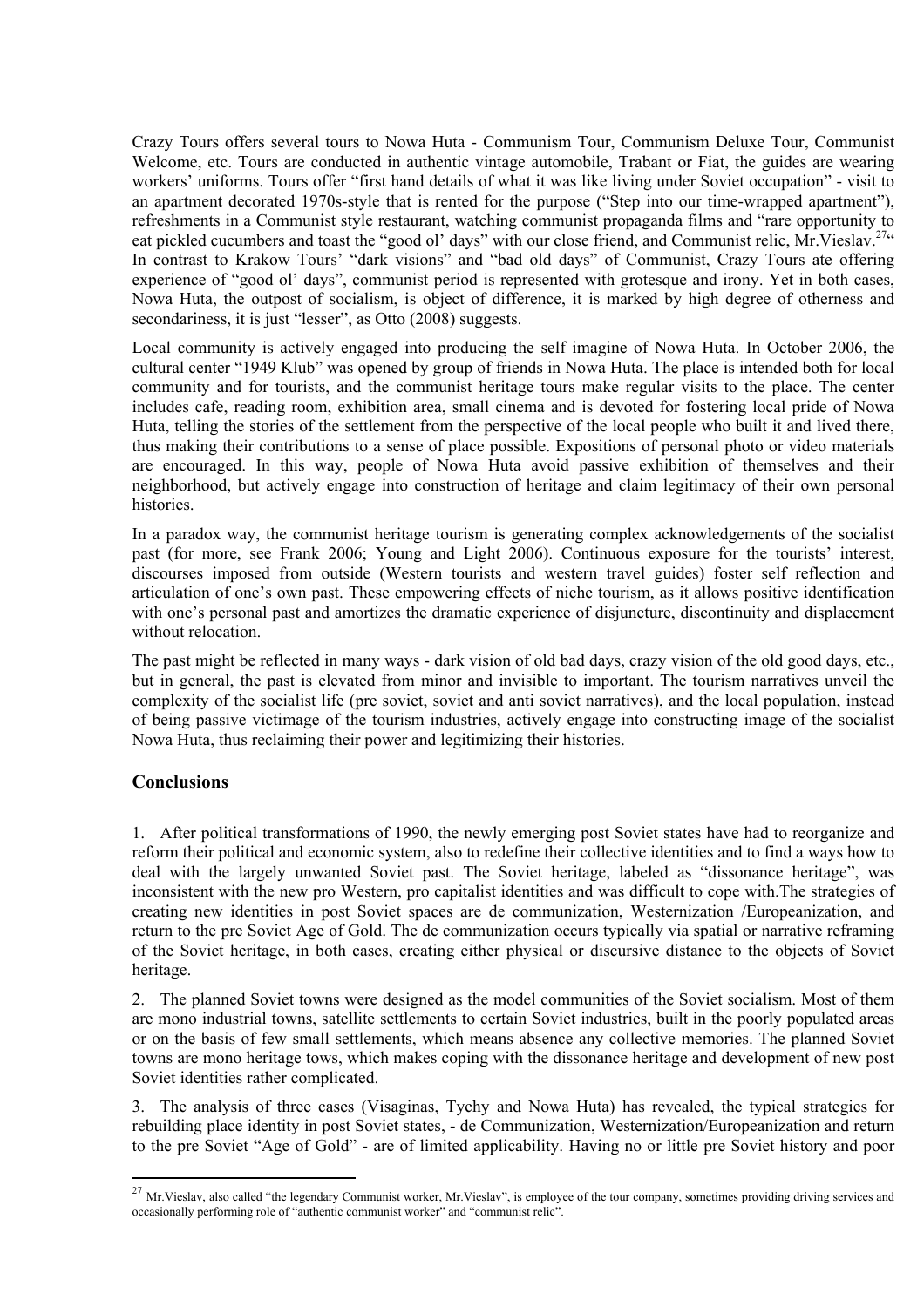Crazy Tours offers several tours to Nowa Huta - Communism Tour, Communism Deluxe Tour, Communist Welcome, etc. Tours are conducted in authentic vintage automobile, Trabant or Fiat, the guides are wearing workers' uniforms. Tours offer "first hand details of what it was like living under Soviet occupation" - visit to an apartment decorated 1970s-style that is rented for the purpose ("Step into our time-wrapped apartment"), refreshments in a Communist style restaurant, watching communist propaganda films and "rare opportunity to eat pickled cucumbers and toast the "good ol' days" with our close friend, and Communist relic, Mr.Vieslav.[27]" In contrast to Krakow Tours' "dark visions" and "bad old days" of Communist, Crazy Tours ate offering experience of "good ol' days", communist period is represented with grotesque and irony. Yet in both cases, Nowa Huta, the outpost of socialism, is object of difference, it is marked by high degree of otherness and secondariness, it is just "lesser", as Otto (2008) suggests.

Local community is actively engaged into producing the self imagine of Nowa Huta. In October 2006, the cultural center "1949 Klub" was opened by group of friends in Nowa Huta. The place is intended both for local community and for tourists, and the communist heritage tours make regular visits to the place. The center includes cafe, reading room, exhibition area, small cinema and is devoted for fostering local pride of Nowa Huta, telling the stories of the settlement from the perspective of the local people who built it and lived there, thus making their contributions to a sense of place possible. Expositions of personal photo or video materials are encouraged. In this way, people of Nowa Huta avoid passive exhibition of themselves and their neighborhood, but actively engage into construction of heritage and claim legitimacy of their own personal histories.

In a paradox way, the communist heritage tourism is generating complex acknowledgements of the socialist past (for more, see Frank 2006; Young and Light 2006). Continuous exposure for the tourists' interest, discourses imposed from outside (Western tourists and western travel guides) foster self reflection and articulation of one's own past. These empowering effects of niche tourism, as it allows positive identification with one's personal past and amortizes the dramatic experience of disjuncture, discontinuity and displacement without relocation.

The past might be reflected in many ways - dark vision of old bad days, crazy vision of the old good days, etc., but in general, the past is elevated from minor and invisible to important. The tourism narratives unveil the complexity of the socialist life (pre soviet, soviet and anti soviet narratives), and the local population, instead of being passive victimage of the tourism industries, actively engage into constructing image of the socialist Nowa Huta, thus reclaiming their power and legitimizing their histories.

## Conclusions

1. After political transformations of 1990, the newly emerging post Soviet states have had to reorganize and reform their political and economic system, also to redefine their collective identities and to find a ways how to deal with the largely unwanted Soviet past. The Soviet heritage, labeled as "dissonance heritage", was inconsistent with the new pro Western, pro capitalist identities and was difficult to cope with.The strategies of creating new identities in post Soviet spaces are de communization, Westernization /Europeanization, and return to the pre Soviet Age of Gold. The de communization occurs typically via spatial or narrative reframing of the Soviet heritage, in both cases, creating either physical or discursive distance to the objects of Soviet heritage.

2. The planned Soviet towns were designed as the model communities of the Soviet socialism. Most of them are mono industrial towns, satellite settlements to certain Soviet industries, built in the poorly populated areas or on the basis of few small settlements, which means absence any collective memories. The planned Soviet towns are mono heritage tows, which makes coping with the dissonance heritage and development of new post Soviet identities rather complicated.

3. The analysis of three cases (Visaginas, Tychy and Nowa Huta) has revealed, the typical strategies for rebuilding place identity in post Soviet states, - de Communization, Westernization/Europeanization and return to the pre Soviet "Age of Gold" - are of limited applicability. Having no or little pre Soviet history and poor

[27] Mr.Vieslav, also called "the legendary Communist worker, Mr.Vieslav", is employee of the tour company, sometimes providing driving services and occasionally performing role of "authentic communist worker" and "communist relic".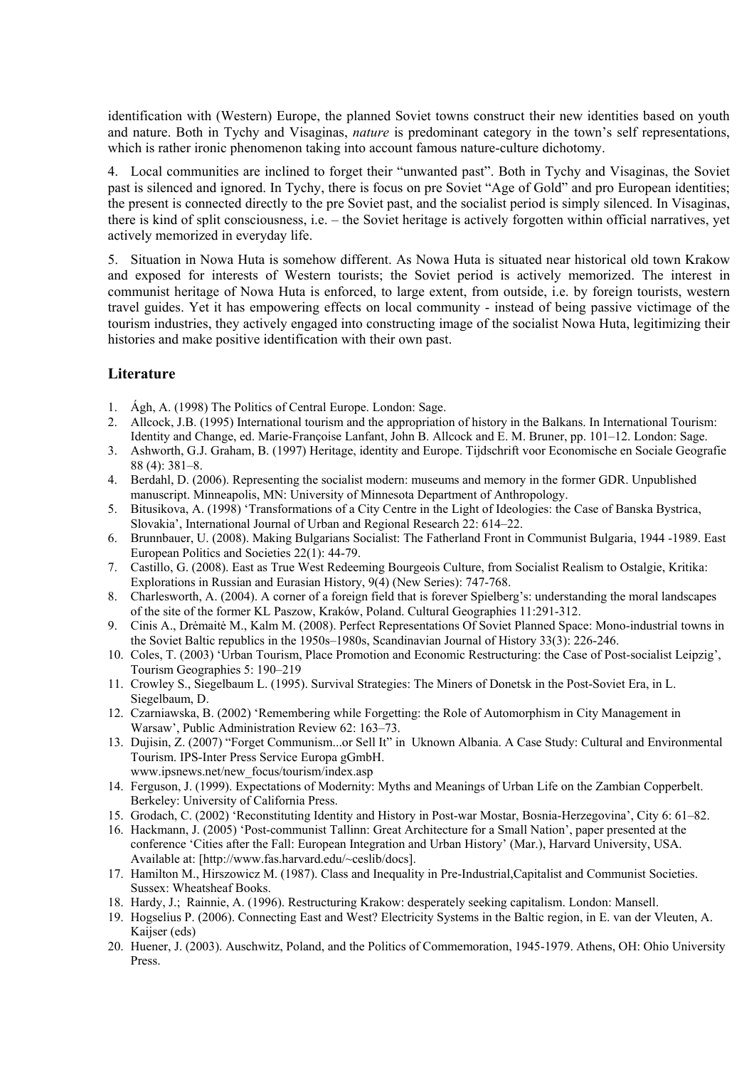identification with (Western) Europe, the planned Soviet towns construct their new identities based on youth and nature. Both in Tychy and Visaginas, *nature* is predominant category in the town's self representations, which is rather ironic phenomenon taking into account famous nature-culture dichotomy.

4. Local communities are inclined to forget their "unwanted past". Both in Tychy and Visaginas, the Soviet past is silenced and ignored. In Tychy, there is focus on pre Soviet "Age of Gold" and pro European identities; the present is connected directly to the pre Soviet past, and the socialist period is simply silenced. In Visaginas, there is kind of split consciousness, i.e. – the Soviet heritage is actively forgotten within official narratives, yet actively memorized in everyday life.

5. Situation in Nowa Huta is somehow different. As Nowa Huta is situated near historical old town Krakow and exposed for interests of Western tourists; the Soviet period is actively memorized. The interest in communist heritage of Nowa Huta is enforced, to large extent, from outside, i.e. by foreign tourists, western travel guides. Yet it has empowering effects on local community - instead of being passive victimage of the tourism industries, they actively engaged into constructing image of the socialist Nowa Huta, legitimizing their histories and make positive identification with their own past.

## Literature

1. Ágh, A. (1998) The Politics of Central Europe. London: Sage.
2. Allcock, J.B. (1995) International tourism and the appropriation of history in the Balkans. In International Tourism: Identity and Change, ed. Marie-Françoise Lanfant, John B. Allcock and E. M. Bruner, pp. 101–12. London: Sage.
3. Ashworth, G.J. Graham, B. (1997) Heritage, identity and Europe. Tijdschrift voor Economische en Sociale Geografie 88 (4): 381–8.
4. Berdahl, D. (2006). Representing the socialist modern: museums and memory in the former GDR. Unpublished manuscript. Minneapolis, MN: University of Minnesota Department of Anthropology.
5. Bitusikova, A. (1998) 'Transformations of a City Centre in the Light of Ideologies: the Case of Banska Bystrica, Slovakia', International Journal of Urban and Regional Research 22: 614–22.
6. Brunnbauer, U. (2008). Making Bulgarians Socialist: The Fatherland Front in Communist Bulgaria, 1944 -1989. East European Politics and Societies 22(1): 44-79.
7. Castillo, G. (2008). East as True West Redeeming Bourgeois Culture, from Socialist Realism to Ostalgie, Kritika: Explorations in Russian and Eurasian History, 9(4) (New Series): 747-768.
8. Charlesworth, A. (2004). A corner of a foreign field that is forever Spielberg's: understanding the moral landscapes of the site of the former KL Paszow, Kraków, Poland. Cultural Geographies 11:291-312.
9. Cinis A., Drėmaitė M., Kalm M. (2008). Perfect Representations Of Soviet Planned Space: Mono-industrial towns in the Soviet Baltic republics in the 1950s–1980s, Scandinavian Journal of History 33(3): 226-246.
10. Coles, T. (2003) 'Urban Tourism, Place Promotion and Economic Restructuring: the Case of Post-socialist Leipzig', Tourism Geographies 5: 190–219
11. Crowley S., Siegelbaum L. (1995). Survival Strategies: The Miners of Donetsk in the Post-Soviet Era, in L. Siegelbaum, D.
12. Czarniawska, B. (2002) 'Remembering while Forgetting: the Role of Automorphism in City Management in Warsaw', Public Administration Review 62: 163–73.
13. Dujisin, Z. (2007) "Forget Communism...or Sell It" in Uknown Albania. A Case Study: Cultural and Environmental Tourism. IPS-Inter Press Service Europa gGmbH. www.ipsnews.net/new_focus/tourism/index.asp
14. Ferguson, J. (1999). Expectations of Modernity: Myths and Meanings of Urban Life on the Zambian Copperbelt. Berkeley: University of California Press.
15. Grodach, C. (2002) 'Reconstituting Identity and History in Post-war Mostar, Bosnia-Herzegovina', City 6: 61–82.
16. Hackmann, J. (2005) 'Post-communist Tallinn: Great Architecture for a Small Nation', paper presented at the conference 'Cities after the Fall: European Integration and Urban History' (Mar.), Harvard University, USA. Available at: [http://www.fas.harvard.edu/~ceslib/docs].
17. Hamilton M., Hirszowicz M. (1987). Class and Inequality in Pre-Industrial,Capitalist and Communist Societies. Sussex: Wheatsheaf Books.
18. Hardy, J.; Rainnie, A. (1996). Restructuring Krakow: desperately seeking capitalism. London: Mansell.
19. Hogselius P. (2006). Connecting East and West? Electricity Systems in the Baltic region, in E. van der Vleuten, A. Kaijser (eds)
20. Huener, J. (2003). Auschwitz, Poland, and the Politics of Commemoration, 1945-1979. Athens, OH: Ohio University Press.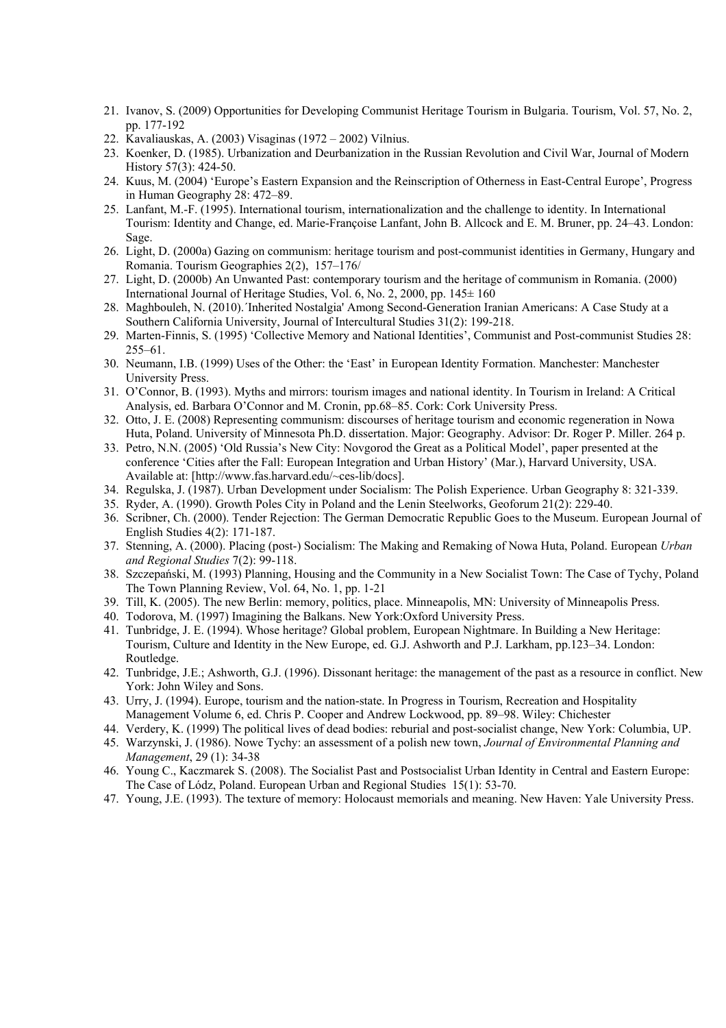21. Ivanov, S. (2009) Opportunities for Developing Communist Heritage Tourism in Bulgaria. Tourism, Vol. 57, No. 2, pp. 177-192
22. Kavaliauskas, A. (2003) Visaginas (1972 – 2002) Vilnius.
23. Koenker, D. (1985). Urbanization and Deurbanization in the Russian Revolution and Civil War, Journal of Modern History 57(3): 424-50.
24. Kuus, M. (2004) 'Europe's Eastern Expansion and the Reinscription of Otherness in East-Central Europe', Progress in Human Geography 28: 472–89.
25. Lanfant, M.-F. (1995). International tourism, internationalization and the challenge to identity. In International Tourism: Identity and Change, ed. Marie-Françoise Lanfant, John B. Allcock and E. M. Bruner, pp. 24–43. London: Sage.
26. Light, D. (2000a) Gazing on communism: heritage tourism and post-communist identities in Germany, Hungary and Romania. Tourism Geographies 2(2), 157–176/
27. Light, D. (2000b) An Unwanted Past: contemporary tourism and the heritage of communism in Romania. (2000) International Journal of Heritage Studies, Vol. 6, No. 2, 2000, pp. 145± 160
28. Maghbouleh, N. (2010).´Inherited Nostalgia' Among Second-Generation Iranian Americans: A Case Study at a Southern California University, Journal of Intercultural Studies 31(2): 199-218.
29. Marten-Finnis, S. (1995) 'Collective Memory and National Identities', Communist and Post-communist Studies 28: 255–61.
30. Neumann, I.B. (1999) Uses of the Other: the 'East' in European Identity Formation. Manchester: Manchester University Press.
31. O'Connor, B. (1993). Myths and mirrors: tourism images and national identity. In Tourism in Ireland: A Critical Analysis, ed. Barbara O'Connor and M. Cronin, pp.68–85. Cork: Cork University Press.
32. Otto, J. E. (2008) Representing communism: discourses of heritage tourism and economic regeneration in Nowa Huta, Poland. University of Minnesota Ph.D. dissertation. Major: Geography. Advisor: Dr. Roger P. Miller. 264 p.
33. Petro, N.N. (2005) 'Old Russia's New City: Novgorod the Great as a Political Model', paper presented at the conference 'Cities after the Fall: European Integration and Urban History' (Mar.), Harvard University, USA. Available at: [http://www.fas.harvard.edu/~ces-lib/docs].
34. Regulska, J. (1987). Urban Development under Socialism: The Polish Experience. Urban Geography 8: 321-339.
35. Ryder, A. (1990). Growth Poles City in Poland and the Lenin Steelworks, Geoforum 21(2): 229-40.
36. Scribner, Ch. (2000). Tender Rejection: The German Democratic Republic Goes to the Museum. European Journal of English Studies 4(2): 171-187.
37. Stenning, A. (2000). Placing (post-) Socialism: The Making and Remaking of Nowa Huta, Poland. European *Urban and Regional Studies* 7(2): 99-118.
38. Szczepański, M. (1993) Planning, Housing and the Community in a New Socialist Town: The Case of Tychy, Poland The Town Planning Review, Vol. 64, No. 1, pp. 1-21
39. Till, K. (2005). The new Berlin: memory, politics, place. Minneapolis, MN: University of Minneapolis Press.
40. Todorova, M. (1997) Imagining the Balkans. New York:Oxford University Press.
41. Tunbridge, J. E. (1994). Whose heritage? Global problem, European Nightmare. In Building a New Heritage: Tourism, Culture and Identity in the New Europe, ed. G.J. Ashworth and P.J. Larkham, pp.123–34. London: Routledge.
42. Tunbridge, J.E.; Ashworth, G.J. (1996). Dissonant heritage: the management of the past as a resource in conflict. New York: John Wiley and Sons.
43. Urry, J. (1994). Europe, tourism and the nation-state. In Progress in Tourism, Recreation and Hospitality Management Volume 6, ed. Chris P. Cooper and Andrew Lockwood, pp. 89–98. Wiley: Chichester
44. Verdery, K. (1999) The political lives of dead bodies: reburial and post-socialist change, New York: Columbia, UP.
45. Warzynski, J. (1986). Nowe Tychy: an assessment of a polish new town, *Journal of Environmental Planning and Management*, 29 (1): 34-38
46. Young C., Kaczmarek S. (2008). The Socialist Past and Postsocialist Urban Identity in Central and Eastern Europe: The Case of Lódz, Poland. European Urban and Regional Studies 15(1): 53-70.
47. Young, J.E. (1993). The texture of memory: Holocaust memorials and meaning. New Haven: Yale University Press.